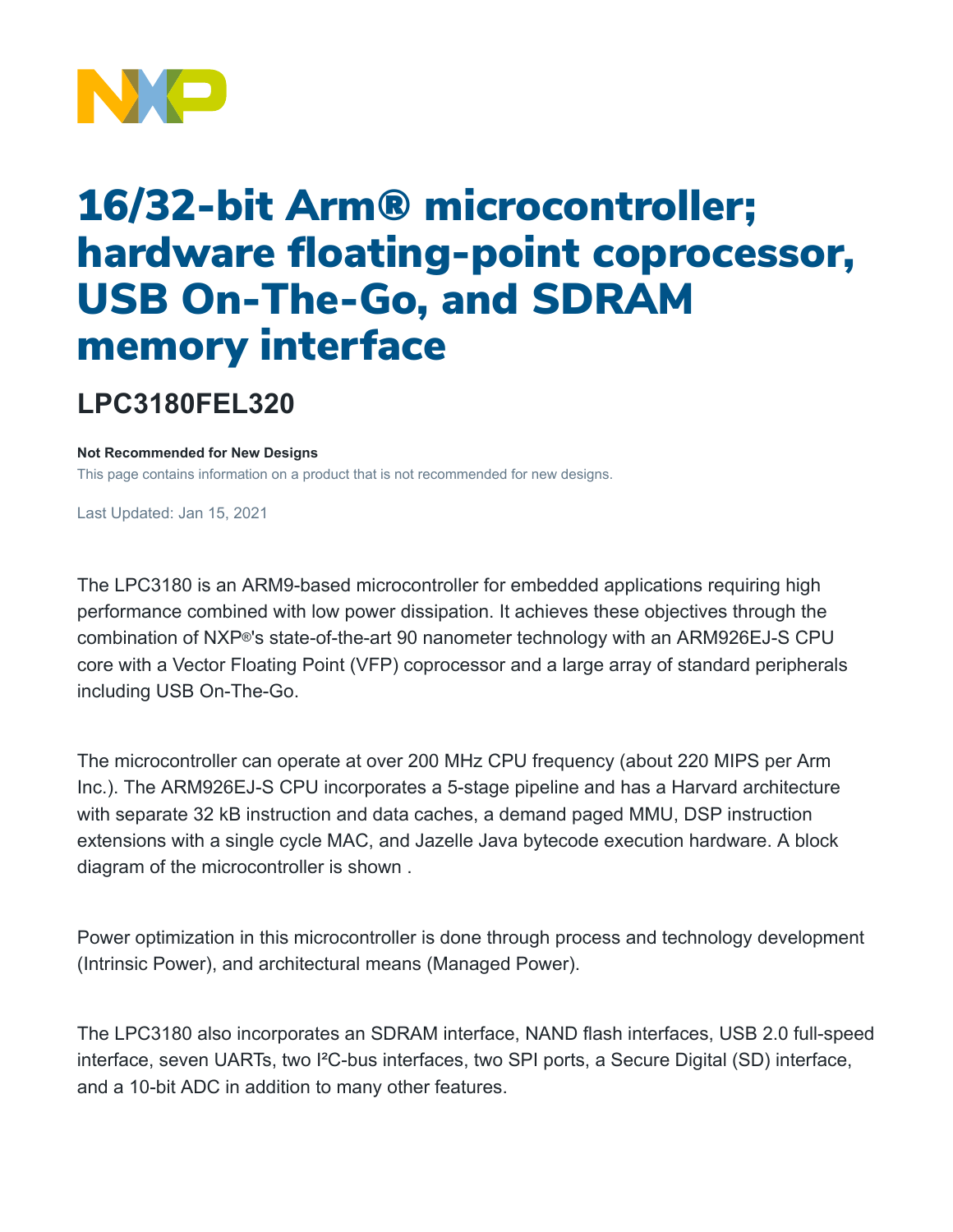# 16/32-bit Arm® microcontroller; hardware floating-point coprocessor, USB On-The-Go, and SDRAM memory interface

## LPC3180FEL320

**Not Recommended for New Designs**

This page contains information on a product that is not recommended for new designs.

Last Updated: Jan 15, 2021

The LPC3180 is an ARM9-based microcontroller for embedded applications requiring high performance combined with low power dissipation. It achieves these objectives through the combination of NXP®'s state-of-the-art 90 nanometer technology with an ARM926EJ-S CPU core with a Vector Floating Point (VFP) coprocessor and a large array of standard peripherals including USB On-The-Go.

The microcontroller can operate at over 200 MHz CPU frequency (about 220 MIPS per Arm Inc.). The ARM926EJ-S CPU incorporates a 5-stage pipeline and has a Harvard architecture with separate 32 kB instruction and data caches, a demand paged MMU, DSP instruction extensions with a single cycle MAC, and Jazelle Java bytecode execution hardware. A block diagram of the microcontroller is shown .

Power optimization in this microcontroller is done through process and technology development (Intrinsic Power), and architectural means (Managed Power).

The LPC3180 also incorporates an SDRAM interface, NAND flash interfaces, USB 2.0 full-speed interface, seven UARTs, two I²C-bus interfaces, two SPI ports, a Secure Digital (SD) interface, and a 10-bit ADC in addition to many other features.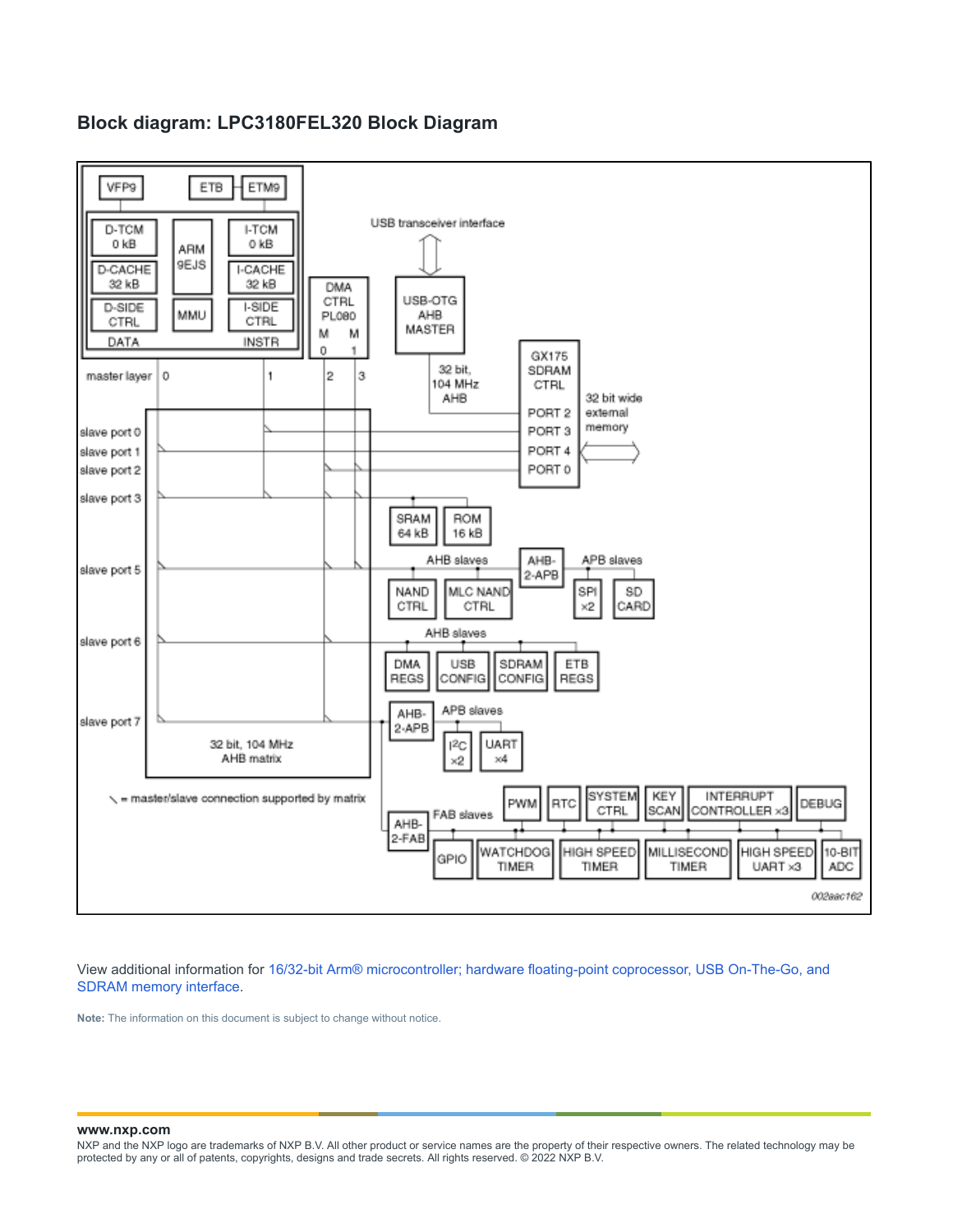## Block diagram: LPC3180FEL320 Block Diagram

VFP9
ETB
ETM9
D-TCM 0 kB
ARM 9EJS
I-TCM 0 kB
D-CACHE 32 kB
I-CACHE 32 kB
D-SIDE CTRL
MMU
I-SIDE CTRL
DATA
INSTR
DMA CTRL PL080
M 0
M 1
USB transceiver interface
USB-OTG AHB MASTER
GX175 SDRAM CTRL
32 bit, 104 MHz AHB
PORT 2
PORT 3
PORT 4
PORT 0
32 bit wide external memory
master layer 0 1 2 3
slave port 0
slave port 1
slave port 2
slave port 3
slave port 5
slave port 6
slave port 7
SRAM 64 kB
ROM 16 kB
AHB slaves
AHB-2-APB
APB slaves
NAND CTRL
MLC NAND CTRL
SPI ×2
SD CARD
AHB slaves
DMA REGS
USB CONFIG
SDRAM CONFIG
ETB REGS
AHB-2-APB
APB slaves
I²C ×2
UART ×4
32 bit, 104 MHz AHB matrix
= master/slave connection supported by matrix
PWM
RTC
SYSTEM CTRL
KEY SCAN
INTERRUPT CONTROLLER ×3
DEBUG
AHB-2-FAB
FAB slaves
GPIO
WATCHDOG TIMER
HIGH SPEED TIMER
MILLISECOND TIMER
HIGH SPEED UART ×3
10-BIT ADC
002aac162

View additional information for 16/32-bit Arm® microcontroller; hardware floating-point coprocessor, USB On-The-Go, and SDRAM memory interface.

**Note:** The information on this document is subject to change without notice.

**www.nxp.com**
NXP and the NXP logo are trademarks of NXP B.V. All other product or service names are the property of their respective owners. The related technology may be protected by any or all of patents, copyrights, designs and trade secrets. All rights reserved. © 2022 NXP B.V.